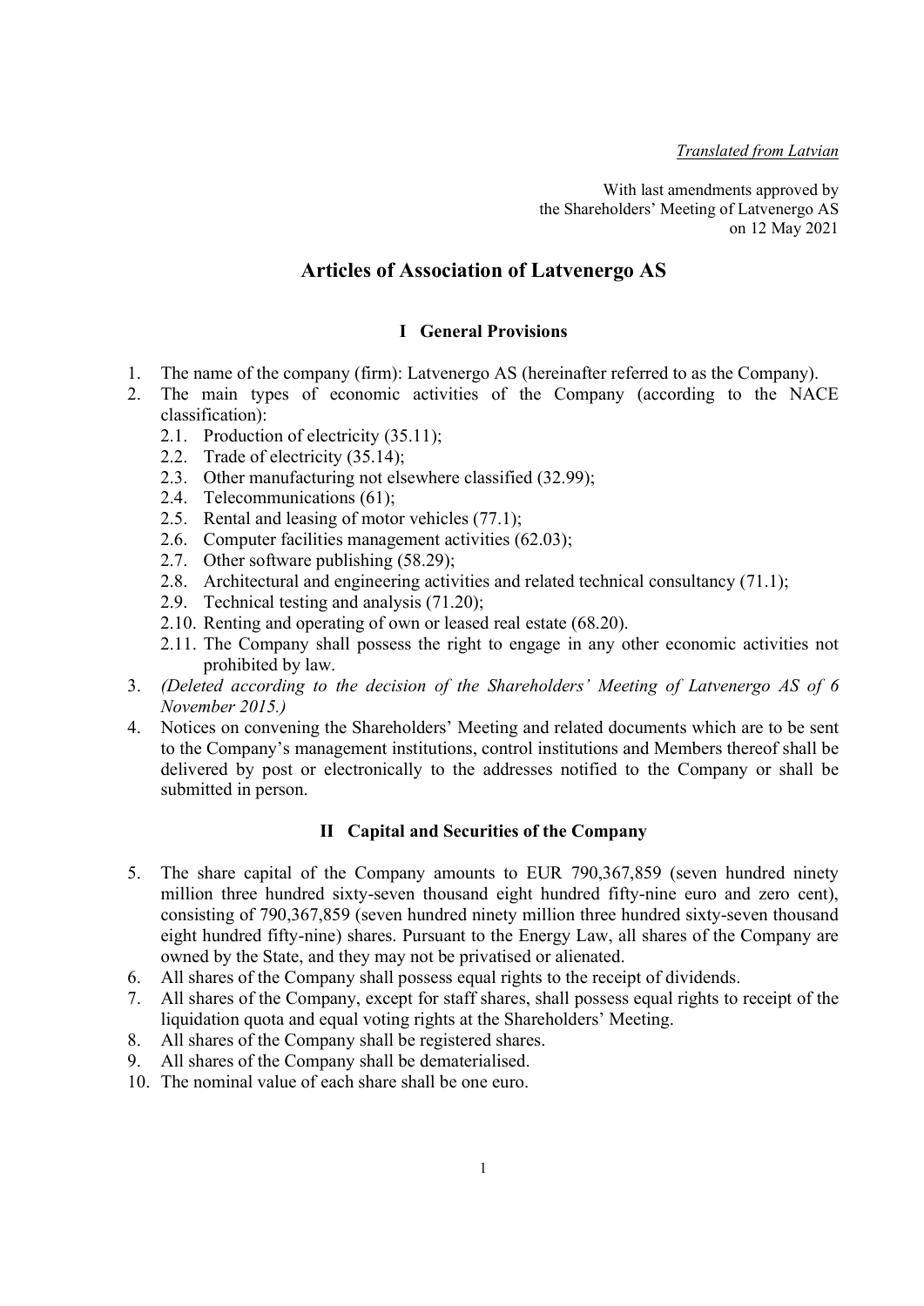*Translated from Latvian*

With last amendments approved by
the Shareholders' Meeting of Latvenergo AS
on 12 May 2021

# Articles of Association of Latvenergo AS

## I General Provisions

1. The name of the company (firm): Latvenergo AS (hereinafter referred to as the Company).
2. The main types of economic activities of the Company (according to the NACE classification):
   2.1. Production of electricity (35.11);
   2.2. Trade of electricity (35.14);
   2.3. Other manufacturing not elsewhere classified (32.99);
   2.4. Telecommunications (61);
   2.5. Rental and leasing of motor vehicles (77.1);
   2.6. Computer facilities management activities (62.03);
   2.7. Other software publishing (58.29);
   2.8. Architectural and engineering activities and related technical consultancy (71.1);
   2.9. Technical testing and analysis (71.20);
   2.10. Renting and operating of own or leased real estate (68.20).
   2.11. The Company shall possess the right to engage in any other economic activities not prohibited by law.
3. *(Deleted according to the decision of the Shareholders' Meeting of Latvenergo AS of 6 November 2015.)*
4. Notices on convening the Shareholders' Meeting and related documents which are to be sent to the Company's management institutions, control institutions and Members thereof shall be delivered by post or electronically to the addresses notified to the Company or shall be submitted in person.

## II Capital and Securities of the Company

5. The share capital of the Company amounts to EUR 790,367,859 (seven hundred ninety million three hundred sixty-seven thousand eight hundred fifty-nine euro and zero cent), consisting of 790,367,859 (seven hundred ninety million three hundred sixty-seven thousand eight hundred fifty-nine) shares. Pursuant to the Energy Law, all shares of the Company are owned by the State, and they may not be privatised or alienated.
6. All shares of the Company shall possess equal rights to the receipt of dividends.
7. All shares of the Company, except for staff shares, shall possess equal rights to receipt of the liquidation quota and equal voting rights at the Shareholders' Meeting.
8. All shares of the Company shall be registered shares.
9. All shares of the Company shall be dematerialised.
10. The nominal value of each share shall be one euro.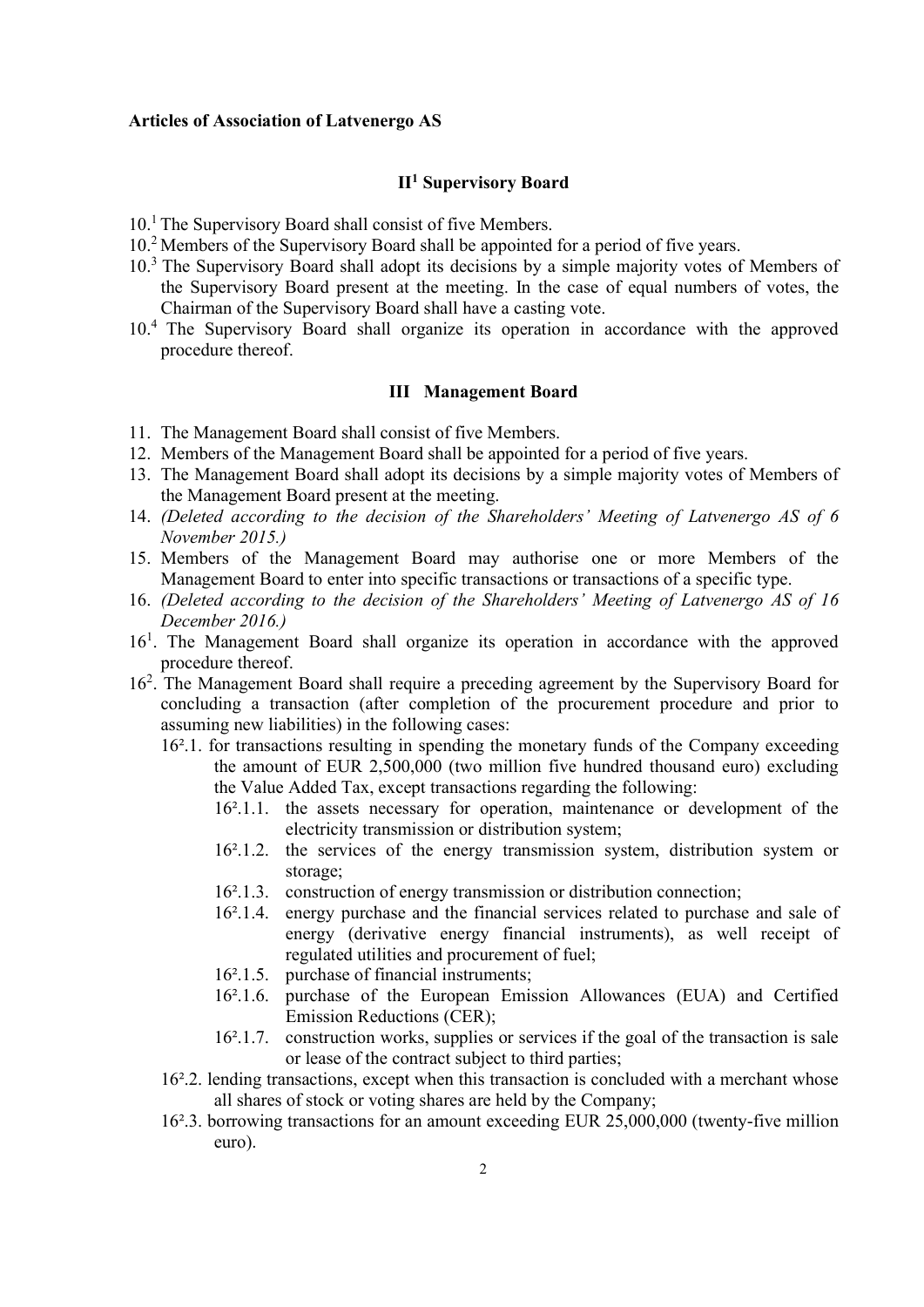**Articles of Association of Latvenergo AS**

## II[1] Supervisory Board

10.[1] The Supervisory Board shall consist of five Members.

10.[2] Members of the Supervisory Board shall be appointed for a period of five years.

10.[3] The Supervisory Board shall adopt its decisions by a simple majority votes of Members of the Supervisory Board present at the meeting. In the case of equal numbers of votes, the Chairman of the Supervisory Board shall have a casting vote.

10.[4] The Supervisory Board shall organize its operation in accordance with the approved procedure thereof.

## III Management Board

11. The Management Board shall consist of five Members.
12. Members of the Management Board shall be appointed for a period of five years.
13. The Management Board shall adopt its decisions by a simple majority votes of Members of the Management Board present at the meeting.
14. *(Deleted according to the decision of the Shareholders' Meeting of Latvenergo AS of 6 November 2015.)*
15. Members of the Management Board may authorise one or more Members of the Management Board to enter into specific transactions or transactions of a specific type.
16. *(Deleted according to the decision of the Shareholders' Meeting of Latvenergo AS of 16 December 2016.)*

16[1]. The Management Board shall organize its operation in accordance with the approved procedure thereof.

16[2]. The Management Board shall require a preceding agreement by the Supervisory Board for concluding a transaction (after completion of the procurement procedure and prior to assuming new liabilities) in the following cases:

- 16².1. for transactions resulting in spending the monetary funds of the Company exceeding the amount of EUR 2,500,000 (two million five hundred thousand euro) excluding the Value Added Tax, except transactions regarding the following:
  - 16².1.1. the assets necessary for operation, maintenance or development of the electricity transmission or distribution system;
  - 16².1.2. the services of the energy transmission system, distribution system or storage;
  - 16².1.3. construction of energy transmission or distribution connection;
  - 16².1.4. energy purchase and the financial services related to purchase and sale of energy (derivative energy financial instruments), as well receipt of regulated utilities and procurement of fuel;
  - 16².1.5. purchase of financial instruments;
  - 16².1.6. purchase of the European Emission Allowances (EUA) and Certified Emission Reductions (CER);
  - 16².1.7. construction works, supplies or services if the goal of the transaction is sale or lease of the contract subject to third parties;
- 16².2. lending transactions, except when this transaction is concluded with a merchant whose all shares of stock or voting shares are held by the Company;
- 16².3. borrowing transactions for an amount exceeding EUR 25,000,000 (twenty-five million euro).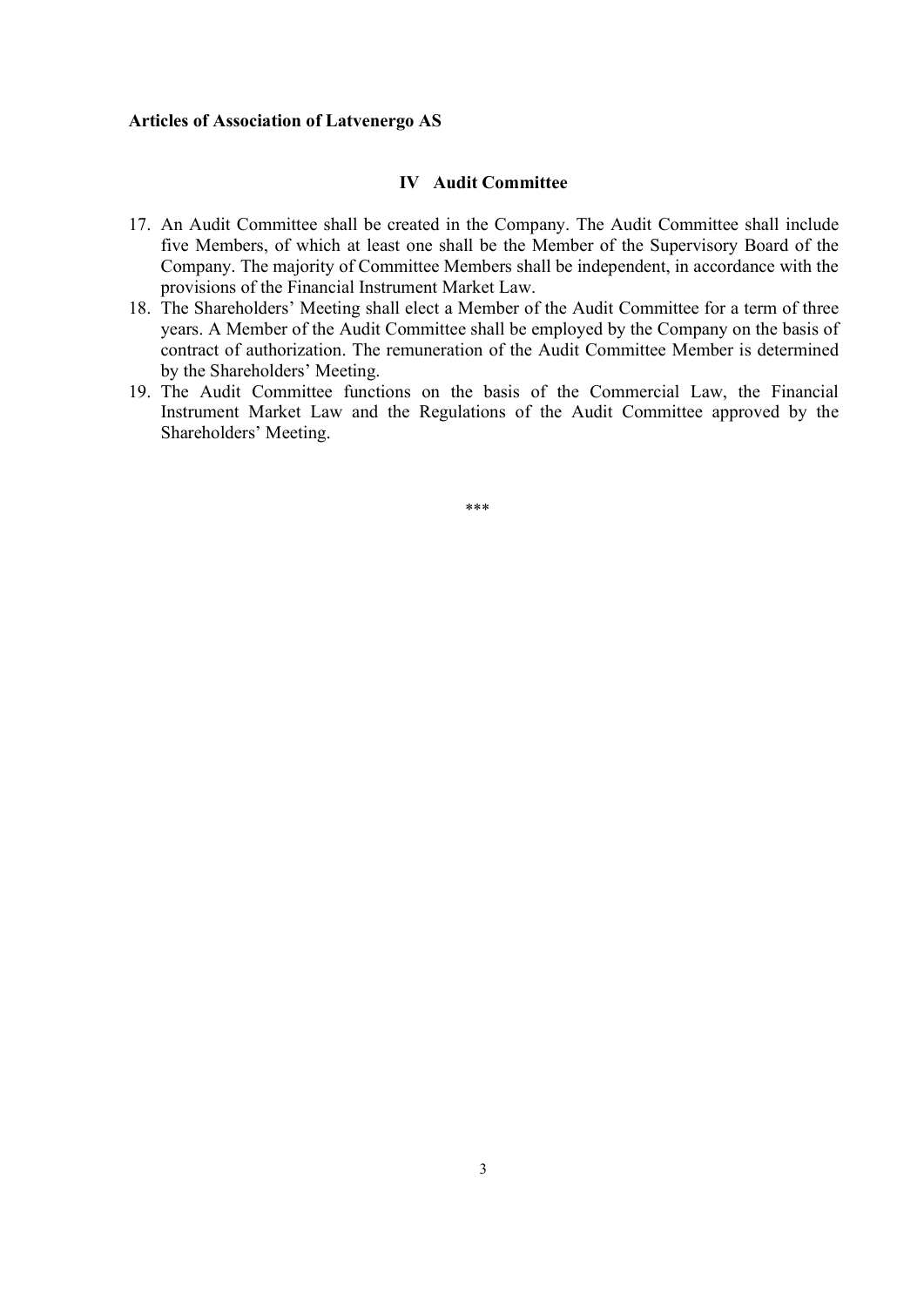**Articles of Association of Latvenergo AS**

## IV Audit Committee

17. An Audit Committee shall be created in the Company. The Audit Committee shall include five Members, of which at least one shall be the Member of the Supervisory Board of the Company. The majority of Committee Members shall be independent, in accordance with the provisions of the Financial Instrument Market Law.
18. The Shareholders' Meeting shall elect a Member of the Audit Committee for a term of three years. A Member of the Audit Committee shall be employed by the Company on the basis of contract of authorization. The remuneration of the Audit Committee Member is determined by the Shareholders' Meeting.
19. The Audit Committee functions on the basis of the Commercial Law, the Financial Instrument Market Law and the Regulations of the Audit Committee approved by the Shareholders' Meeting.

***